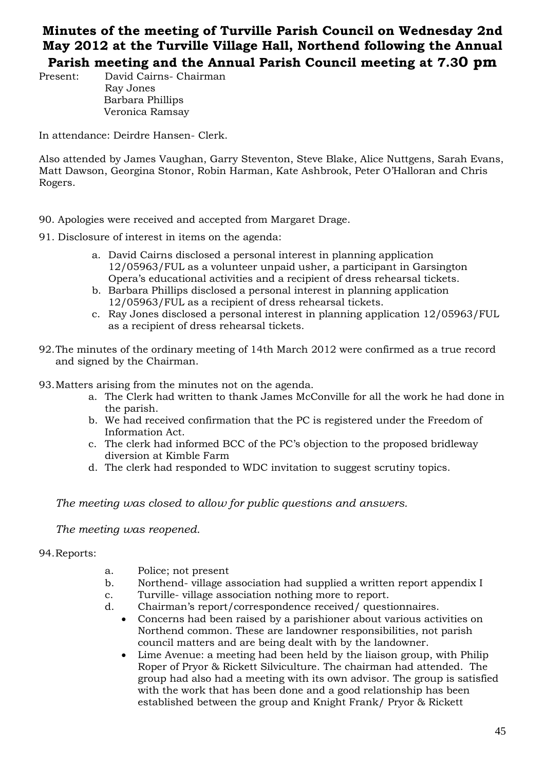# Minutes of the meeting of Turville Parish Council on Wednesday 2nd May 2012 at the Turville Village Hall, Northend following the Annual Parish meeting and the Annual Parish Council meeting at 7.30 pm

Present: David Cairns- Chairman
Ray Jones
Barbara Phillips
Veronica Ramsay

In attendance: Deirdre Hansen- Clerk.

Also attended by James Vaughan, Garry Steventon, Steve Blake, Alice Nuttgens, Sarah Evans, Matt Dawson, Georgina Stonor, Robin Harman, Kate Ashbrook, Peter O'Halloran and Chris Rogers.

90. Apologies were received and accepted from Margaret Drage.

91. Disclosure of interest in items on the agenda:

   a. David Cairns disclosed a personal interest in planning application 12/05963/FUL as a volunteer unpaid usher, a participant in Garsington Opera's educational activities and a recipient of dress rehearsal tickets.
   b. Barbara Phillips disclosed a personal interest in planning application 12/05963/FUL as a recipient of dress rehearsal tickets.
   c. Ray Jones disclosed a personal interest in planning application 12/05963/FUL as a recipient of dress rehearsal tickets.

92. The minutes of the ordinary meeting of 14th March 2012 were confirmed as a true record and signed by the Chairman.

93. Matters arising from the minutes not on the agenda.

   a. The Clerk had written to thank James McConville for all the work he had done in the parish.
   b. We had received confirmation that the PC is registered under the Freedom of Information Act.
   c. The clerk had informed BCC of the PC's objection to the proposed bridleway diversion at Kimble Farm
   d. The clerk had responded to WDC invitation to suggest scrutiny topics.

*The meeting was closed to allow for public questions and answers.*

*The meeting was reopened.*

94. Reports:

   a. Police; not present
   b. Northend- village association had supplied a written report appendix I
   c. Turville- village association nothing more to report.
   d. Chairman's report/correspondence received/ questionnaires.
      - Concerns had been raised by a parishioner about various activities on Northend common. These are landowner responsibilities, not parish council matters and are being dealt with by the landowner.
      - Lime Avenue: a meeting had been held by the liaison group, with Philip Roper of Pryor & Rickett Silviculture. The chairman had attended. The group had also had a meeting with its own advisor. The group is satisfied with the work that has been done and a good relationship has been established between the group and Knight Frank/ Pryor & Rickett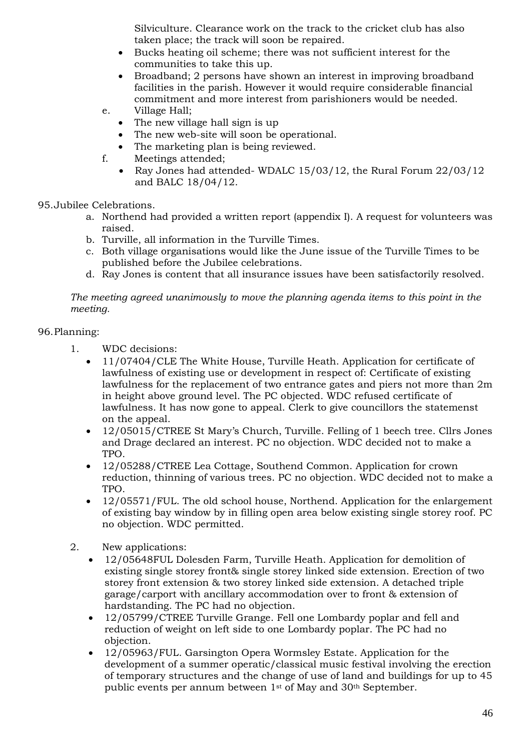Silviculture. Clearance work on the track to the cricket club has also taken place; the track will soon be repaired.

- Bucks heating oil scheme; there was not sufficient interest for the communities to take this up.
- Broadband; 2 persons have shown an interest in improving broadband facilities in the parish. However it would require considerable financial commitment and more interest from parishioners would be needed.

e. Village Hall;

- The new village hall sign is up
- The new web-site will soon be operational.
- The marketing plan is being reviewed.

f. Meetings attended;

- Ray Jones had attended- WDALC 15/03/12, the Rural Forum 22/03/12 and BALC 18/04/12.

95. Jubilee Celebrations.

a. Northend had provided a written report (appendix I). A request for volunteers was raised.
b. Turville, all information in the Turville Times.
c. Both village organisations would like the June issue of the Turville Times to be published before the Jubilee celebrations.
d. Ray Jones is content that all insurance issues have been satisfactorily resolved.

*The meeting agreed unanimously to move the planning agenda items to this point in the meeting.*

96. Planning:

1. WDC decisions:
   - 11/07404/CLE The White House, Turville Heath. Application for certificate of lawfulness of existing use or development in respect of: Certificate of existing lawfulness for the replacement of two entrance gates and piers not more than 2m in height above ground level. The PC objected. WDC refused certificate of lawfulness. It has now gone to appeal. Clerk to give councillors the statemenst on the appeal.
   - 12/05015/CTREE St Mary's Church, Turville. Felling of 1 beech tree. Cllrs Jones and Drage declared an interest. PC no objection. WDC decided not to make a TPO.
   - 12/05288/CTREE Lea Cottage, Southend Common. Application for crown reduction, thinning of various trees. PC no objection. WDC decided not to make a TPO.
   - 12/05571/FUL. The old school house, Northend. Application for the enlargement of existing bay window by in filling open area below existing single storey roof. PC no objection. WDC permitted.

2. New applications:
   - 12/05648FUL Dolesden Farm, Turville Heath. Application for demolition of existing single storey front& single storey linked side extension. Erection of two storey front extension & two storey linked side extension. A detached triple garage/carport with ancillary accommodation over to front & extension of hardstanding. The PC had no objection.
   - 12/05799/CTREE Turville Grange. Fell one Lombardy poplar and fell and reduction of weight on left side to one Lombardy poplar. The PC had no objection.
   - 12/05963/FUL. Garsington Opera Wormsley Estate. Application for the development of a summer operatic/classical music festival involving the erection of temporary structures and the change of use of land and buildings for up to 45 public events per annum between 1st of May and 30th September.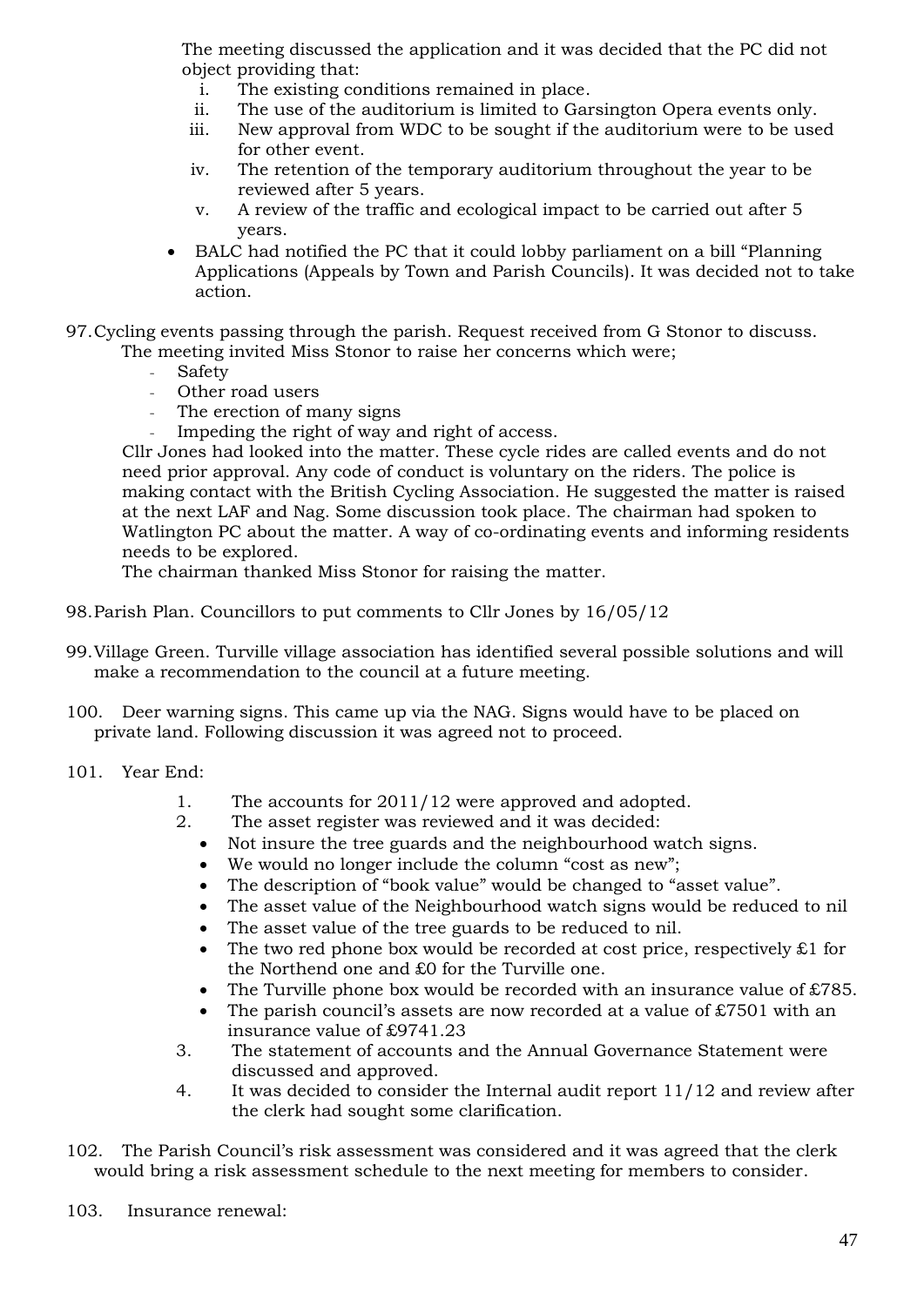The meeting discussed the application and it was decided that the PC did not object providing that:

   i. The existing conditions remained in place.
   ii. The use of the auditorium is limited to Garsington Opera events only.
   iii. New approval from WDC to be sought if the auditorium were to be used for other event.
   iv. The retention of the temporary auditorium throughout the year to be reviewed after 5 years.
   v. A review of the traffic and ecological impact to be carried out after 5 years.

- BALC had notified the PC that it could lobby parliament on a bill "Planning Applications (Appeals by Town and Parish Councils). It was decided not to take action.

97. Cycling events passing through the parish. Request received from G Stonor to discuss. The meeting invited Miss Stonor to raise her concerns which were;
   - Safety
   - Other road users
   - The erection of many signs
   - Impeding the right of way and right of access.

   Cllr Jones had looked into the matter. These cycle rides are called events and do not need prior approval. Any code of conduct is voluntary on the riders. The police is making contact with the British Cycling Association. He suggested the matter is raised at the next LAF and Nag. Some discussion took place. The chairman had spoken to Watlington PC about the matter. A way of co-ordinating events and informing residents needs to be explored.

   The chairman thanked Miss Stonor for raising the matter.

98. Parish Plan. Councillors to put comments to Cllr Jones by 16/05/12

99. Village Green. Turville village association has identified several possible solutions and will make a recommendation to the council at a future meeting.

100. Deer warning signs. This came up via the NAG. Signs would have to be placed on private land. Following discussion it was agreed not to proceed.

101. Year End:
   1. The accounts for 2011/12 were approved and adopted.
   2. The asset register was reviewed and it was decided:
      - Not insure the tree guards and the neighbourhood watch signs.
      - We would no longer include the column "cost as new";
      - The description of "book value" would be changed to "asset value".
      - The asset value of the Neighbourhood watch signs would be reduced to nil
      - The asset value of the tree guards to be reduced to nil.
      - The two red phone box would be recorded at cost price, respectively £1 for the Northend one and £0 for the Turville one.
      - The Turville phone box would be recorded with an insurance value of £785.
      - The parish council's assets are now recorded at a value of £7501 with an insurance value of £9741.23
   3. The statement of accounts and the Annual Governance Statement were discussed and approved.
   4. It was decided to consider the Internal audit report 11/12 and review after the clerk had sought some clarification.

102. The Parish Council's risk assessment was considered and it was agreed that the clerk would bring a risk assessment schedule to the next meeting for members to consider.

103. Insurance renewal: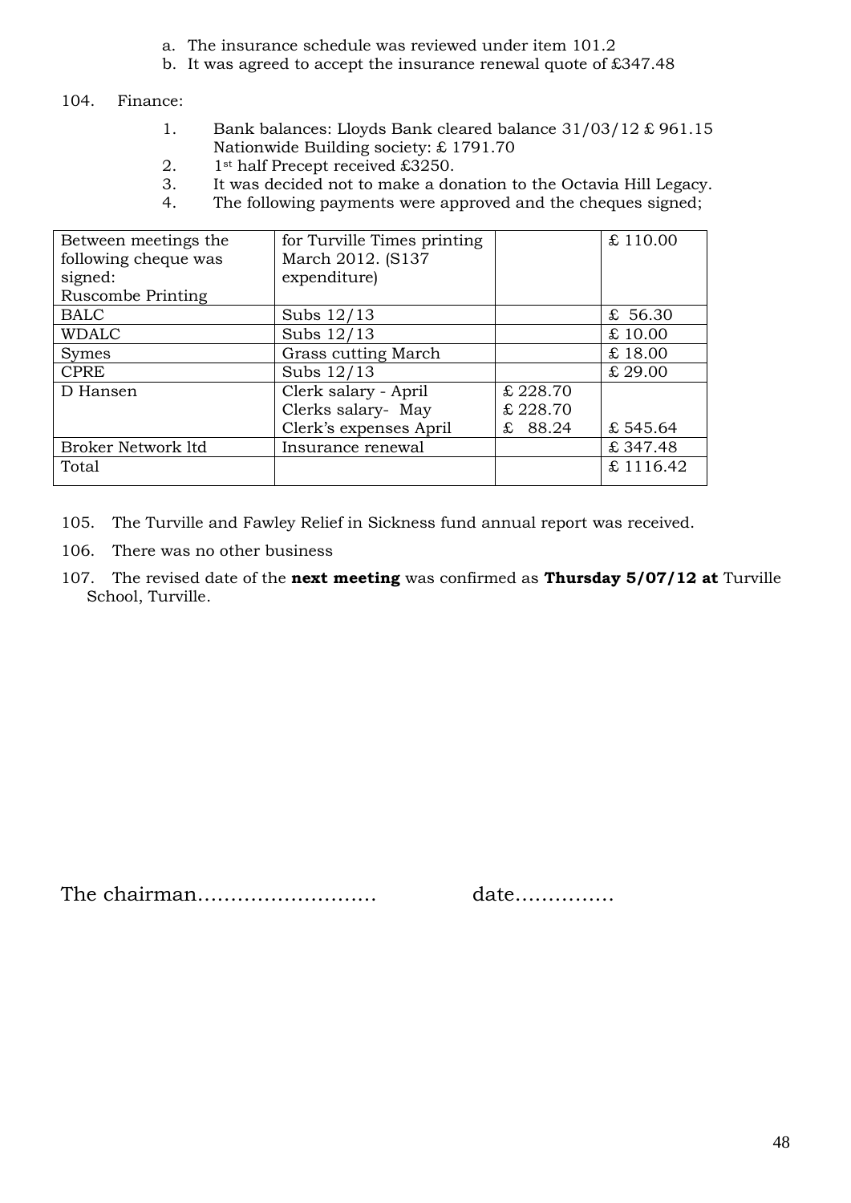a. The insurance schedule was reviewed under item 101.2
b. It was agreed to accept the insurance renewal quote of £347.48

104. Finance:

1. Bank balances: Lloyds Bank cleared balance 31/03/12 £ 961.15
   Nationwide Building society: £ 1791.70
2. 1st half Precept received £3250.
3. It was decided not to make a donation to the Octavia Hill Legacy.
4. The following payments were approved and the cheques signed;

| | | | |
|---|---|---|---|
| Between meetings the following cheque was signed: Ruscombe Printing | for Turville Times printing March 2012. (S137 expenditure) | | £ 110.00 |
| BALC | Subs 12/13 | | £ 56.30 |
| WDALC | Subs 12/13 | | £ 10.00 |
| Symes | Grass cutting March | | £ 18.00 |
| CPRE | Subs 12/13 | | £ 29.00 |
| D Hansen | Clerk salary - April<br>Clerks salary- May<br>Clerk's expenses April | £ 228.70<br>£ 228.70<br>£ 88.24 | £ 545.64 |
| Broker Network ltd | Insurance renewal | | £ 347.48 |
| Total | | | £ 1116.42 |

105. The Turville and Fawley Relief in Sickness fund annual report was received.

106. There was no other business

107. The revised date of the **next meeting** was confirmed as **Thursday 5/07/12 at** Turville School, Turville.

The chairman……………………… date……………